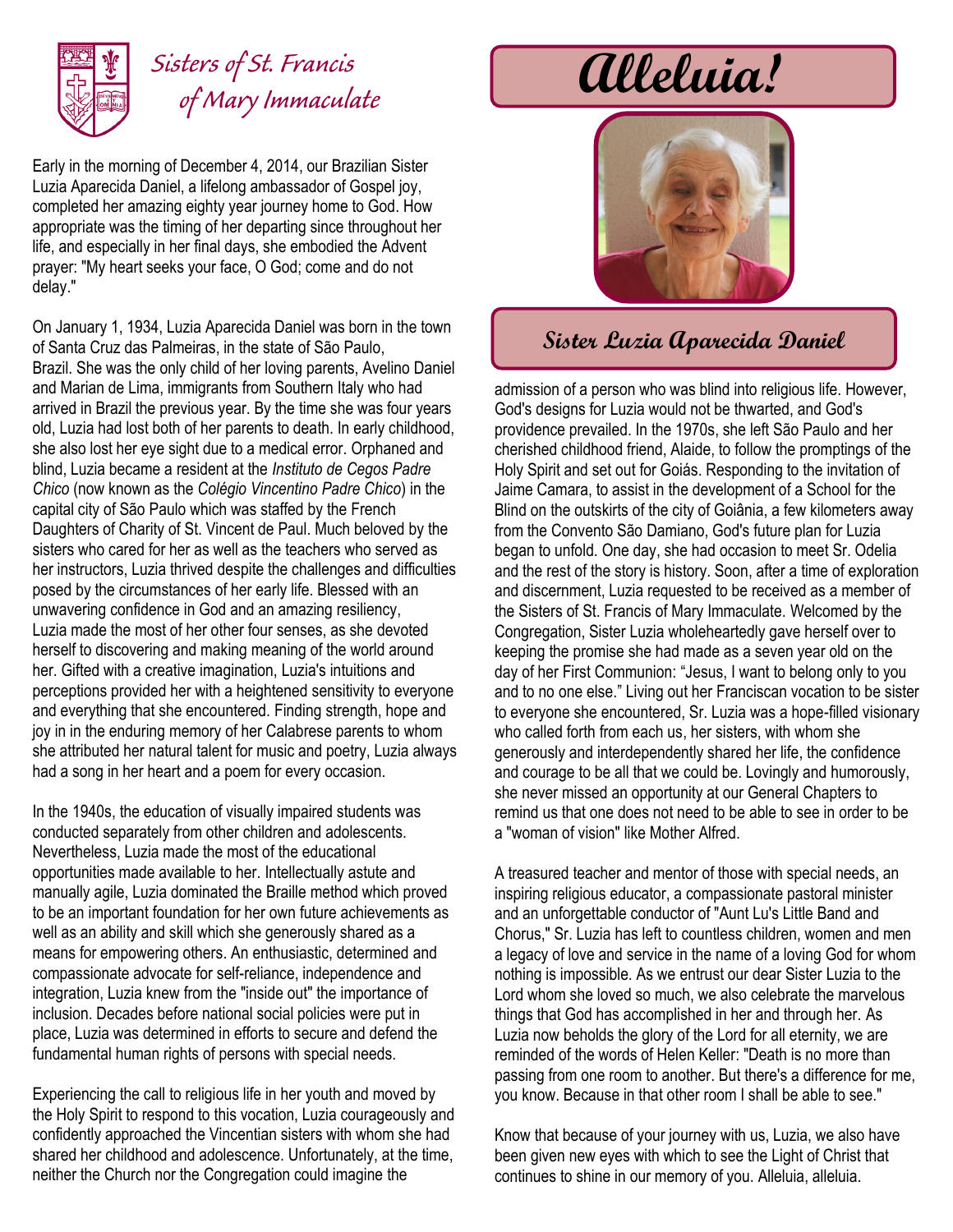# Sisters of St. Francis of Mary Immaculate

# Alleluia!

## Sister Luzia Aparecida Daniel

Early in the morning of December 4, 2014, our Brazilian Sister Luzia Aparecida Daniel, a lifelong ambassador of Gospel joy, completed her amazing eighty year journey home to God. How appropriate was the timing of her departing since throughout her life, and especially in her final days, she embodied the Advent prayer: "My heart seeks your face, O God; come and do not delay."

On January 1, 1934, Luzia Aparecida Daniel was born in the town of Santa Cruz das Palmeiras, in the state of São Paulo, Brazil. She was the only child of her loving parents, Avelino Daniel and Marian de Lima, immigrants from Southern Italy who had arrived in Brazil the previous year. By the time she was four years old, Luzia had lost both of her parents to death. In early childhood, she also lost her eye sight due to a medical error. Orphaned and blind, Luzia became a resident at the *Instituto de Cegos Padre Chico* (now known as the *Colégio Vincentino Padre Chico*) in the capital city of São Paulo which was staffed by the French Daughters of Charity of St. Vincent de Paul. Much beloved by the sisters who cared for her as well as the teachers who served as her instructors, Luzia thrived despite the challenges and difficulties posed by the circumstances of her early life. Blessed with an unwavering confidence in God and an amazing resiliency, Luzia made the most of her other four senses, as she devoted herself to discovering and making meaning of the world around her. Gifted with a creative imagination, Luzia's intuitions and perceptions provided her with a heightened sensitivity to everyone and everything that she encountered. Finding strength, hope and joy in in the enduring memory of her Calabrese parents to whom she attributed her natural talent for music and poetry, Luzia always had a song in her heart and a poem for every occasion.

In the 1940s, the education of visually impaired students was conducted separately from other children and adolescents. Nevertheless, Luzia made the most of the educational opportunities made available to her. Intellectually astute and manually agile, Luzia dominated the Braille method which proved to be an important foundation for her own future achievements as well as an ability and skill which she generously shared as a means for empowering others. An enthusiastic, determined and compassionate advocate for self-reliance, independence and integration, Luzia knew from the "inside out" the importance of inclusion. Decades before national social policies were put in place, Luzia was determined in efforts to secure and defend the fundamental human rights of persons with special needs.

Experiencing the call to religious life in her youth and moved by the Holy Spirit to respond to this vocation, Luzia courageously and confidently approached the Vincentian sisters with whom she had shared her childhood and adolescence. Unfortunately, at the time, neither the Church nor the Congregation could imagine the admission of a person who was blind into religious life. However, God's designs for Luzia would not be thwarted, and God's providence prevailed. In the 1970s, she left São Paulo and her cherished childhood friend, Alaide, to follow the promptings of the Holy Spirit and set out for Goiás. Responding to the invitation of Jaime Camara, to assist in the development of a School for the Blind on the outskirts of the city of Goiânia, a few kilometers away from the Convento São Damiano, God's future plan for Luzia began to unfold. One day, she had occasion to meet Sr. Odelia and the rest of the story is history. Soon, after a time of exploration and discernment, Luzia requested to be received as a member of the Sisters of St. Francis of Mary Immaculate. Welcomed by the Congregation, Sister Luzia wholeheartedly gave herself over to keeping the promise she had made as a seven year old on the day of her First Communion: "Jesus, I want to belong only to you and to no one else." Living out her Franciscan vocation to be sister to everyone she encountered, Sr. Luzia was a hope-filled visionary who called forth from each us, her sisters, with whom she generously and interdependently shared her life, the confidence and courage to be all that we could be. Lovingly and humorously, she never missed an opportunity at our General Chapters to remind us that one does not need to be able to see in order to be a "woman of vision" like Mother Alfred.

A treasured teacher and mentor of those with special needs, an inspiring religious educator, a compassionate pastoral minister and an unforgettable conductor of "Aunt Lu's Little Band and Chorus," Sr. Luzia has left to countless children, women and men a legacy of love and service in the name of a loving God for whom nothing is impossible. As we entrust our dear Sister Luzia to the Lord whom she loved so much, we also celebrate the marvelous things that God has accomplished in her and through her. As Luzia now beholds the glory of the Lord for all eternity, we are reminded of the words of Helen Keller: "Death is no more than passing from one room to another. But there's a difference for me, you know. Because in that other room I shall be able to see."

Know that because of your journey with us, Luzia, we also have been given new eyes with which to see the Light of Christ that continues to shine in our memory of you. Alleluia, alleluia.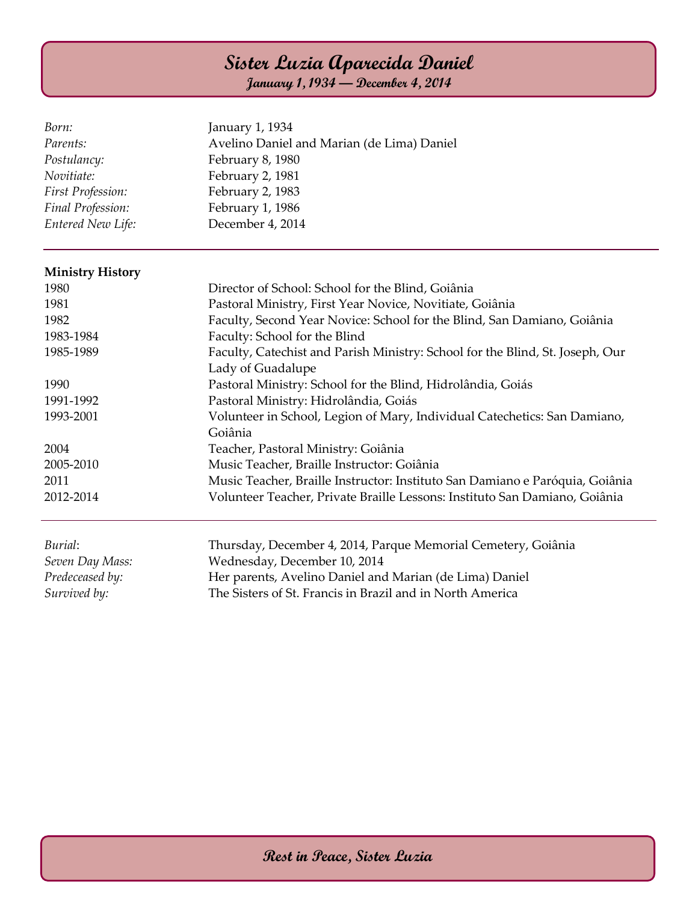# Sister Luzia Aparecida Daniel

**January 1, 1934 — December 4, 2014**

| | |
|---|---|
| *Born:* | January 1, 1934 |
| *Parents:* | Avelino Daniel and Marian (de Lima) Daniel |
| *Postulancy:* | February 8, 1980 |
| *Novitiate:* | February 2, 1981 |
| *First Profession:* | February 2, 1983 |
| *Final Profession:* | February 1, 1986 |
| *Entered New Life:* | December 4, 2014 |

**Ministry History**

| | |
|---|---|
| 1980 | Director of School: School for the Blind, Goiânia |
| 1981 | Pastoral Ministry, First Year Novice, Novitiate, Goiânia |
| 1982 | Faculty, Second Year Novice: School for the Blind, San Damiano, Goiânia |
| 1983-1984 | Faculty: School for the Blind |
| 1985-1989 | Faculty, Catechist and Parish Ministry: School for the Blind, St. Joseph, Our Lady of Guadalupe |
| 1990 | Pastoral Ministry: School for the Blind, Hidrolândia, Goiás |
| 1991-1992 | Pastoral Ministry: Hidrolândia, Goiás |
| 1993-2001 | Volunteer in School, Legion of Mary, Individual Catechetics: San Damiano, Goiânia |
| 2004 | Teacher, Pastoral Ministry: Goiânia |
| 2005-2010 | Music Teacher, Braille Instructor: Goiânia |
| 2011 | Music Teacher, Braille Instructor: Instituto San Damiano e Paróquia, Goiânia |
| 2012-2014 | Volunteer Teacher, Private Braille Lessons: Instituto San Damiano, Goiânia |

| | |
|---|---|
| *Burial*: | Thursday, December 4, 2014, Parque Memorial Cemetery, Goiânia |
| *Seven Day Mass:* | Wednesday, December 10, 2014 |
| *Predeceased by:* | Her parents, Avelino Daniel and Marian (de Lima) Daniel |
| *Survived by:* | The Sisters of St. Francis in Brazil and in North America |

**Rest in Peace, Sister Luzia**